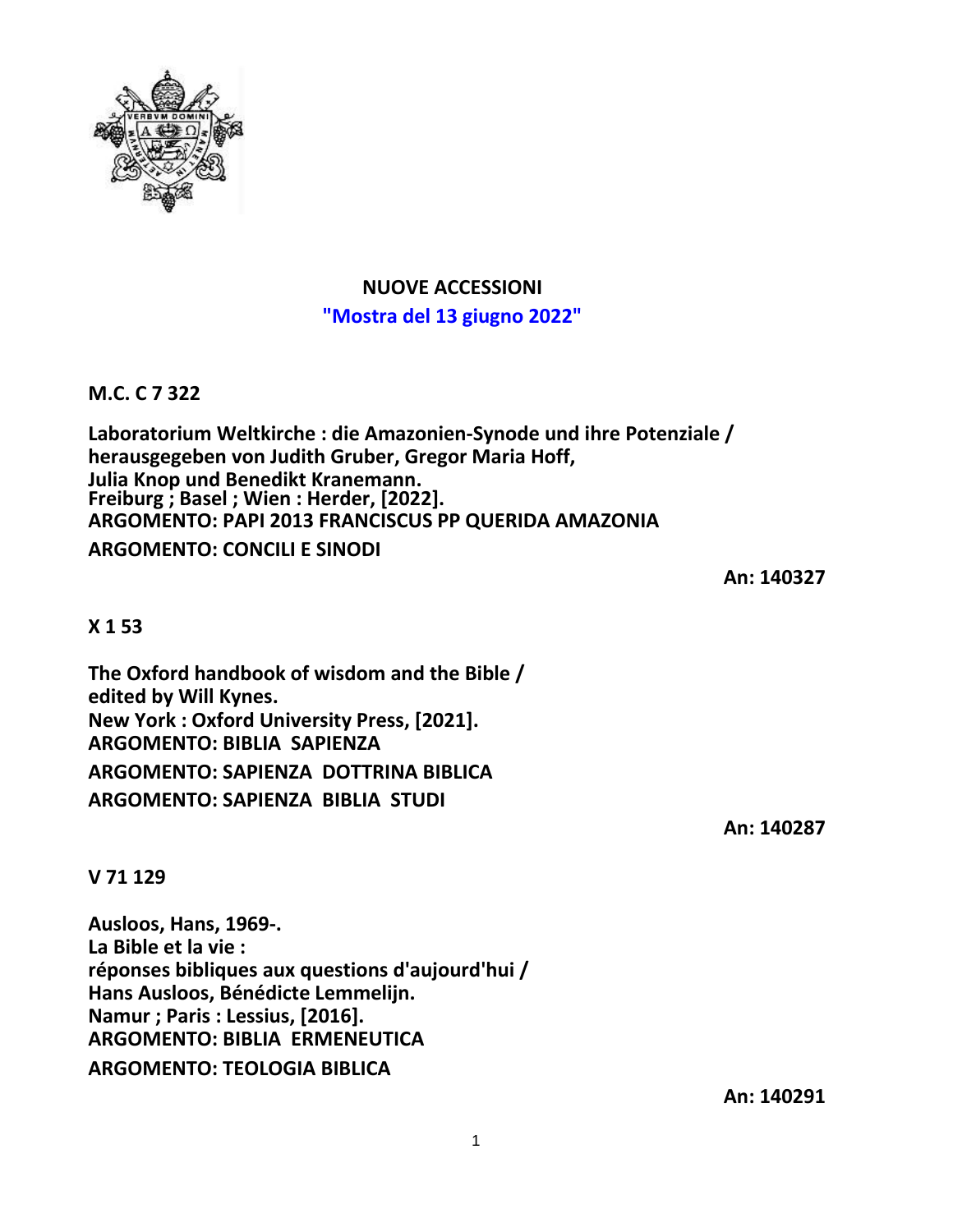**NUOVE ACCESSIONI**

**"Mostra del 13 giugno 2022"**

**M.C. C 7 322**

**Laboratorium Weltkirche : die Amazonien-Synode und ihre Potenziale /**
**herausgegeben von Judith Gruber, Gregor Maria Hoff,**
**Julia Knop und Benedikt Kranemann.**
**Freiburg ; Basel ; Wien : Herder, [2022].**
**ARGOMENTO: PAPI 2013 FRANCISCUS PP QUERIDA AMAZONIA**
**ARGOMENTO: CONCILI E SINODI**

**An: 140327**

**X 1 53**

**The Oxford handbook of wisdom and the Bible /**
**edited by Will Kynes.**
**New York : Oxford University Press, [2021].**
**ARGOMENTO: BIBLIA SAPIENZA**
**ARGOMENTO: SAPIENZA DOTTRINA BIBLICA**
**ARGOMENTO: SAPIENZA BIBLIA STUDI**

**An: 140287**

**V 71 129**

**Ausloos, Hans, 1969-.**
**La Bible et la vie :**
**réponses bibliques aux questions d'aujourd'hui /**
**Hans Ausloos, Bénédicte Lemmelijn.**
**Namur ; Paris : Lessius, [2016].**
**ARGOMENTO: BIBLIA ERMENEUTICA**
**ARGOMENTO: TEOLOGIA BIBLICA**

**An: 140291**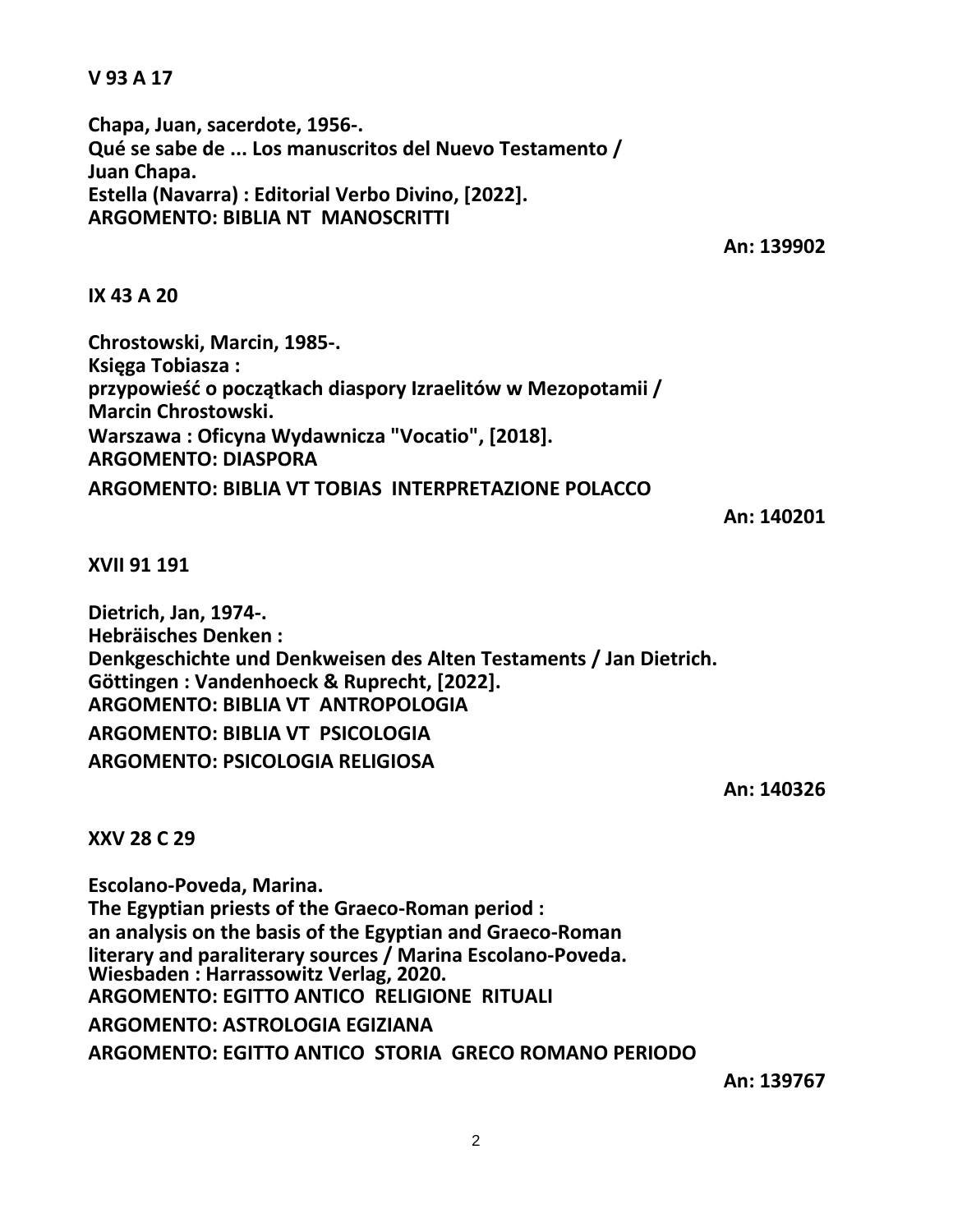**V 93 A 17**

**Chapa, Juan, sacerdote, 1956-.**
**Qué se sabe de ... Los manuscritos del Nuevo Testamento /**
**Juan Chapa.**
**Estella (Navarra) : Editorial Verbo Divino, [2022].**
**ARGOMENTO: BIBLIA NT MANOSCRITTI**

**An: 139902**

**IX 43 A 20**

**Chrostowski, Marcin, 1985-.**
**Księga Tobiasza :**
**przypowieść o początkach diaspory Izraelitów w Mezopotamii /**
**Marcin Chrostowski.**
**Warszawa : Oficyna Wydawnicza "Vocatio", [2018].**
**ARGOMENTO: DIASPORA**
**ARGOMENTO: BIBLIA VT TOBIAS INTERPRETAZIONE POLACCO**

**An: 140201**

**XVII 91 191**

**Dietrich, Jan, 1974-.**
**Hebräisches Denken :**
**Denkgeschichte und Denkweisen des Alten Testaments / Jan Dietrich.**
**Göttingen : Vandenhoeck & Ruprecht, [2022].**
**ARGOMENTO: BIBLIA VT ANTROPOLOGIA**
**ARGOMENTO: BIBLIA VT PSICOLOGIA**
**ARGOMENTO: PSICOLOGIA RELIGIOSA**

**An: 140326**

**XXV 28 C 29**

**Escolano-Poveda, Marina.**
**The Egyptian priests of the Graeco-Roman period :**
**an analysis on the basis of the Egyptian and Graeco-Roman**
**literary and paraliterary sources / Marina Escolano-Poveda.**
**Wiesbaden : Harrassowitz Verlag, 2020.**
**ARGOMENTO: EGITTO ANTICO RELIGIONE RITUALI**
**ARGOMENTO: ASTROLOGIA EGIZIANA**
**ARGOMENTO: EGITTO ANTICO STORIA GRECO ROMANO PERIODO**

**An: 139767**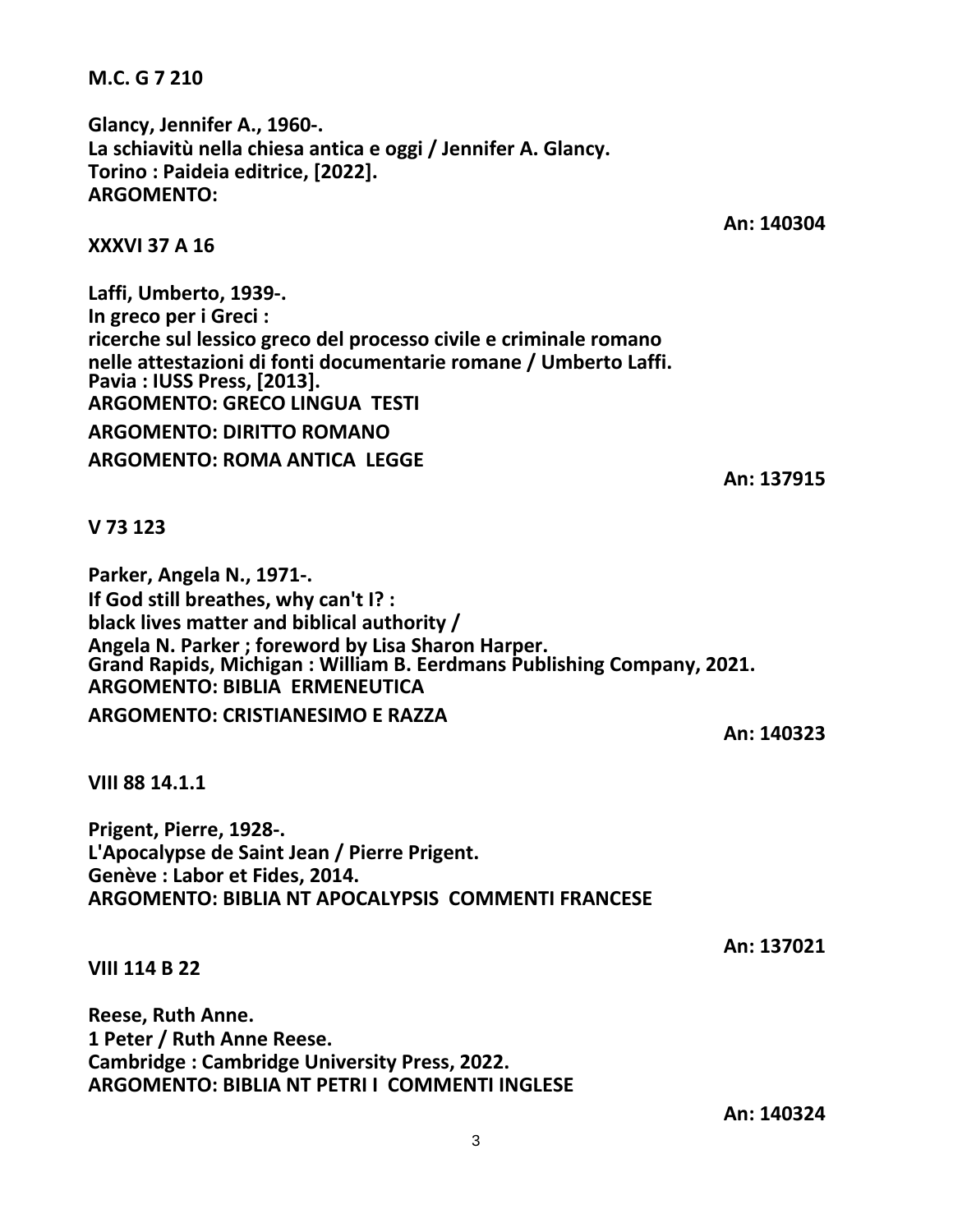**M.C. G 7 210**

**Glancy, Jennifer A., 1960-.**
**La schiavitù nella chiesa antica e oggi / Jennifer A. Glancy.**
**Torino : Paideia editrice, [2022].**
**ARGOMENTO:**

**An: 140304**

**XXXVI 37 A 16**

**Laffi, Umberto, 1939-.**
**In greco per i Greci :**
**ricerche sul lessico greco del processo civile e criminale romano**
**nelle attestazioni di fonti documentarie romane / Umberto Laffi.**
**Pavia : IUSS Press, [2013].**
**ARGOMENTO: GRECO LINGUA TESTI**
**ARGOMENTO: DIRITTO ROMANO**
**ARGOMENTO: ROMA ANTICA LEGGE**

**An: 137915**

**V 73 123**

**Parker, Angela N., 1971-.**
**If God still breathes, why can't I? :**
**black lives matter and biblical authority /**
**Angela N. Parker ; foreword by Lisa Sharon Harper.**
**Grand Rapids, Michigan : William B. Eerdmans Publishing Company, 2021.**
**ARGOMENTO: BIBLIA ERMENEUTICA**
**ARGOMENTO: CRISTIANESIMO E RAZZA**

**An: 140323**

**VIII 88 14.1.1**

**Prigent, Pierre, 1928-.**
**L'Apocalypse de Saint Jean / Pierre Prigent.**
**Genève : Labor et Fides, 2014.**
**ARGOMENTO: BIBLIA NT APOCALYPSIS COMMENTI FRANCESE**

**An: 137021**

**VIII 114 B 22**

**Reese, Ruth Anne.**
**1 Peter / Ruth Anne Reese.**
**Cambridge : Cambridge University Press, 2022.**
**ARGOMENTO: BIBLIA NT PETRI I COMMENTI INGLESE**

**An: 140324**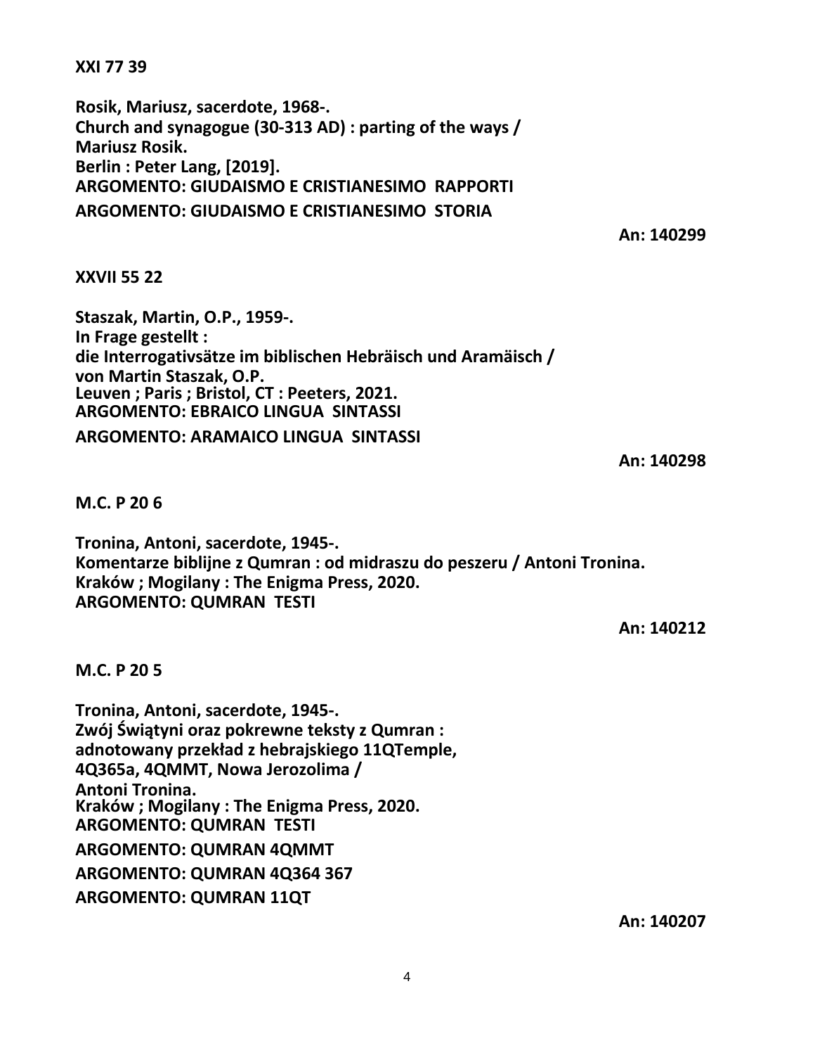**XXI 77 39**

**Rosik, Mariusz, sacerdote, 1968-.**
**Church and synagogue (30-313 AD) : parting of the ways /**
**Mariusz Rosik.**
**Berlin : Peter Lang, [2019].**
**ARGOMENTO: GIUDAISMO E CRISTIANESIMO RAPPORTI**
**ARGOMENTO: GIUDAISMO E CRISTIANESIMO STORIA**

**An: 140299**

**XXVII 55 22**

**Staszak, Martin, O.P., 1959-.**
**In Frage gestellt :**
**die Interrogativsätze im biblischen Hebräisch und Aramäisch /**
**von Martin Staszak, O.P.**
**Leuven ; Paris ; Bristol, CT : Peeters, 2021.**
**ARGOMENTO: EBRAICO LINGUA SINTASSI**
**ARGOMENTO: ARAMAICO LINGUA SINTASSI**

**An: 140298**

**M.C. P 20 6**

**Tronina, Antoni, sacerdote, 1945-.**
**Komentarze biblijne z Qumran : od midraszu do peszeru / Antoni Tronina.**
**Kraków ; Mogilany : The Enigma Press, 2020.**
**ARGOMENTO: QUMRAN TESTI**

**An: 140212**

**M.C. P 20 5**

**Tronina, Antoni, sacerdote, 1945-.**
**Zwój Świątyni oraz pokrewne teksty z Qumran :**
**adnotowany przekład z hebrajskiego 11QTemple,**
**4Q365a, 4QMMT, Nowa Jerozolima /**
**Antoni Tronina.**
**Kraków ; Mogilany : The Enigma Press, 2020.**
**ARGOMENTO: QUMRAN TESTI**
**ARGOMENTO: QUMRAN 4QMMT**
**ARGOMENTO: QUMRAN 4Q364 367**
**ARGOMENTO: QUMRAN 11QT**

**An: 140207**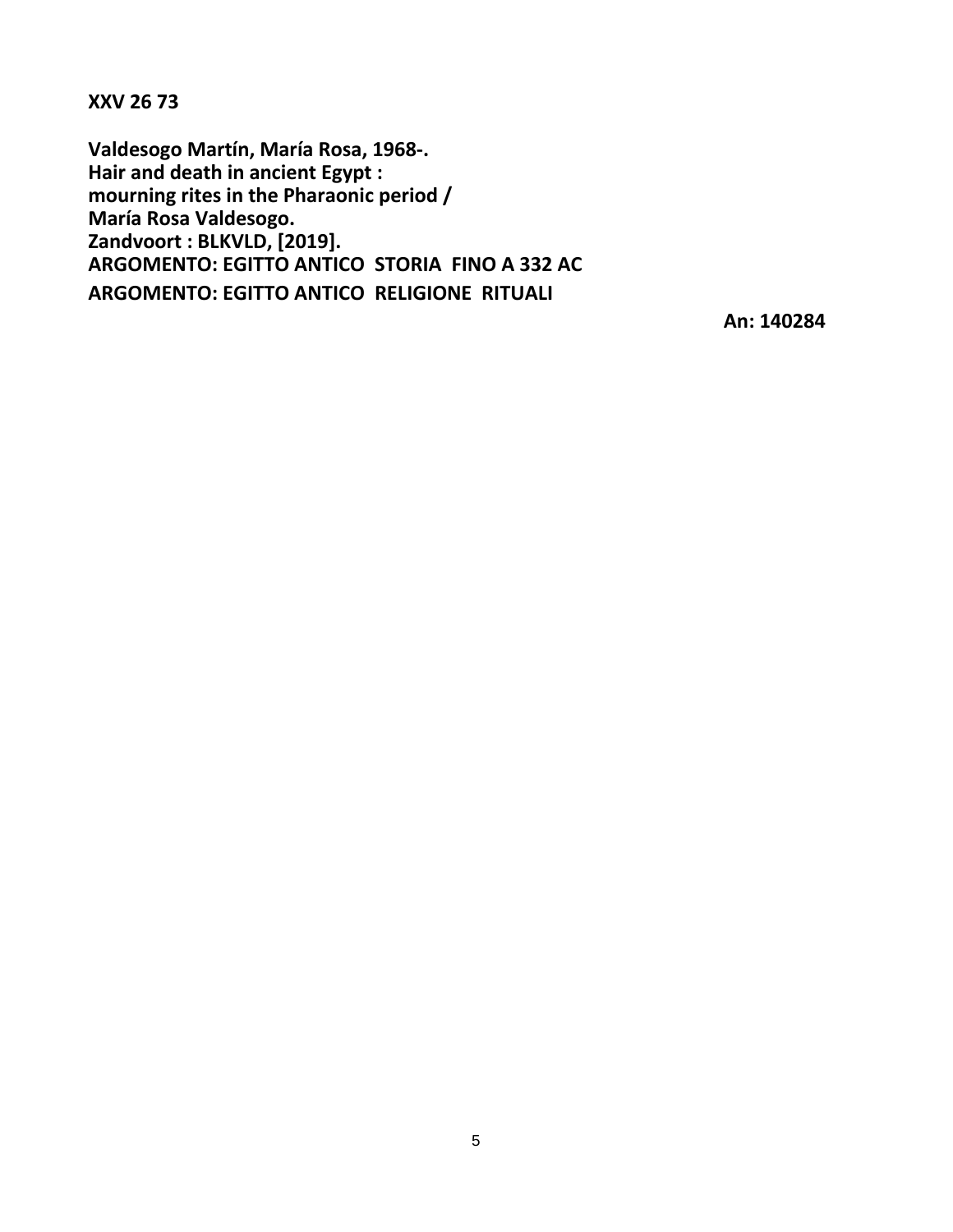**XXV 26 73**

**Valdesogo Martín, María Rosa, 1968-.**
**Hair and death in ancient Egypt :**
**mourning rites in the Pharaonic period /**
**María Rosa Valdesogo.**
**Zandvoort : BLKVLD, [2019].**
**ARGOMENTO: EGITTO ANTICO  STORIA  FINO A 332 AC**
**ARGOMENTO: EGITTO ANTICO  RELIGIONE  RITUALI**

**An: 140284**